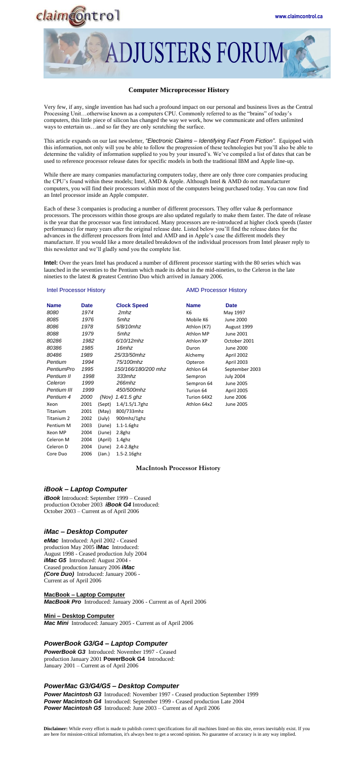claimcontrol

www.claimcontrol.ca

# ADJUSTERS FORUM

## Computer Microprocessor History

Very few, if any, single invention has had such a profound impact on our personal and business lives as the Central Processing Unit…otherwise known as a computers CPU. Commonly referred to as the "brains" of today's computers, this little piece of silicon has changed the way we work, how we communicate and offers unlimited ways to entertain us…and so far they are only scratching the surface.

This article expands on our last newsletter, *"Electronic Claims – Identifying Fact From Fiction"*. Equipped with this information, not only will you be able to follow the progression of these technologies but you'll also be able to determine the validity of information supplied to you by your insured's. We've compiled a list of dates that can be used to reference processor release dates for specific models in both the traditional IBM and Apple line-up.

While there are many companies manufacturing computers today, there are only three core companies producing the CPU's found within these models; Intel, AMD & Apple. Although Intel & AMD do not manufacturer computers, you will find their processors within most of the computers being purchased today. You can now find an Intel processor inside an Apple computer.

Each of these 3 companies is producing a number of different processors. They offer value & performance processors. The processors within those groups are also updated regularly to make them faster. The date of release is the year that the processor was first introduced. Many processors are re-introduced at higher clock speeds (faster performance) for many years after the original release date. Listed below you'll find the release dates for the advances in the different processors from Intel and AMD and in Apple's case the different models they manufacture. If you would like a more detailed breakdown of the individual processors from Intel pleaser reply to this newsletter and we'll gladly send you the complete list.

**Intel:** Over the years Intel has produced a number of different processor starting with the 80 series which was launched in the seventies to the Pentium which made its debut in the mid-nineties, to the Celeron in the late nineties to the latest & greatest Centrino Duo which arrived in January 2006.

### Intel Processor History

| Name | Date | Clock Speed |
|---|---|---|
| *8080* | *1974* | *2mhz* |
| *8085* | *1976* | *5mhz* |
| *8086* | *1978* | *5/8/10mhz* |
| *8088* | *1979* | *5mhz* |
| *80286* | *1982* | *6/10/12mhz* |
| *80386* | *1985* | *16mhz* |
| *80486* | *1989* | *25/33/50mhz* |
| *Pentium* | *1994* | *75/100mhz* |
| *PentiumPro* | *1995* | *150/166/180/200 mhz* |
| *Pentium II* | *1998* | *333mhz* |
| *Celeron* | *1999* | *266mhz* |
| *Pentium III* | *1999* | *450/500mhz* |
| *Pentium 4* | *2000 (Nov)* | *1.4/1.5 ghz* |
| Xeon | 2001 (Sept) | 1.4/1.5/1.7ghz |
| Titanium | 2001 (May) | 800/733mhz |
| Titanium 2 | 2002 (July) | 900mhz/1ghz |
| Pentium M | 2003 (June) | 1.1-1.6ghz |
| Xeon MP | 2004 (June) | 2.8ghz |
| Celeron M | 2004 (April) | 1.4ghz |
| Celeron D | 2004 (June) | 2.4-2.8ghz |
| Core Duo | 2006 (Jan.) | 1.5-2.16ghz |

### AMD Processor History

| Name | Date |
|---|---|
| K6 | May 1997 |
| Mobile K6 | June 2000 |
| Athlon (K7) | August 1999 |
| Athlon MP | June 2001 |
| Athlon XP | October 2001 |
| Duron | June 2000 |
| Alchemy | April 2002 |
| Opteron | April 2003 |
| Athlon 64 | September 2003 |
| Sempron | July 2004 |
| Sempron 64 | June 2005 |
| Turion 64 | April 2005 |
| Turion 64X2 | June 2006 |
| Athlon 64x2 | June 2005 |

## MacIntosh Processor History

### *iBook – Laptop Computer*

***iBook*** Introduced: September 1999 – Ceased production October 2003 ***iBook G4*** Introduced: October 2003 – Current as of April 2006

### *iMac – Desktop Computer*

***eMac*** Introduced: April 2002 - Ceased production May 2005 **iMac** Introduced: August 1998 - Ceased production July 2004 ***iMac G5*** Introduced: August 2004 - Ceased production January 2006 ***iMac (Core Duo)*** Introduced: January 2006 - Current as of April 2006

### MacBook – Laptop Computer

***MacBook Pro*** Introduced: January 2006 - Current as of April 2006

### Mini – Desktop Computer

***Mac Mini*** Introduced: January 2005 - Current as of April 2006

### *PowerBook G3/G4 – Laptop Computer*

***PowerBook G3*** Introduced: November 1997 - Ceased production January 2001 **PowerBook G4** Introduced: January 2001 – Current as of April 2006

### *PowerMac G3/G4/G5 – Desktop Computer*

***Power Macintosh G3*** Introduced: November 1997 - Ceased production September 1999
***Power Macintosh G4*** Introduced: September 1999 - Ceased production Late 2004
***Power Macintosh G5*** Introduced: June 2003 – Current as of April 2006

**Disclaimer:** While every effort is made to publish correct specifications for all machines listed on this site, errors inevitably exist. If you are here for mission-critical information, it's always best to get a second opinion. No guarantee of accuracy is in any way implied.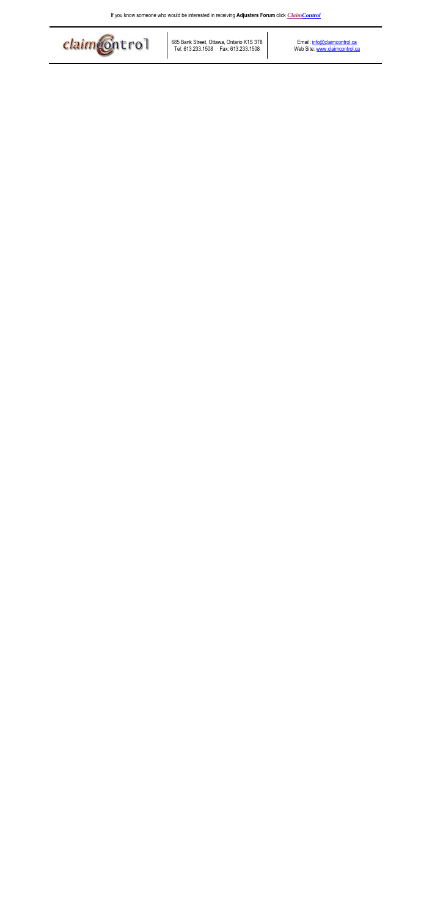If you know someone who would be interested in receiving **Adjusters Forum** click ***ClaimControl***

claimcontrol

685 Bank Street, Ottawa, Ontario K1S 3T8
Tel: 613.233.1508 Fax: 613.233.1508

Email: info@claimcontrol.ca
Web Site: www.claimcontrol.ca